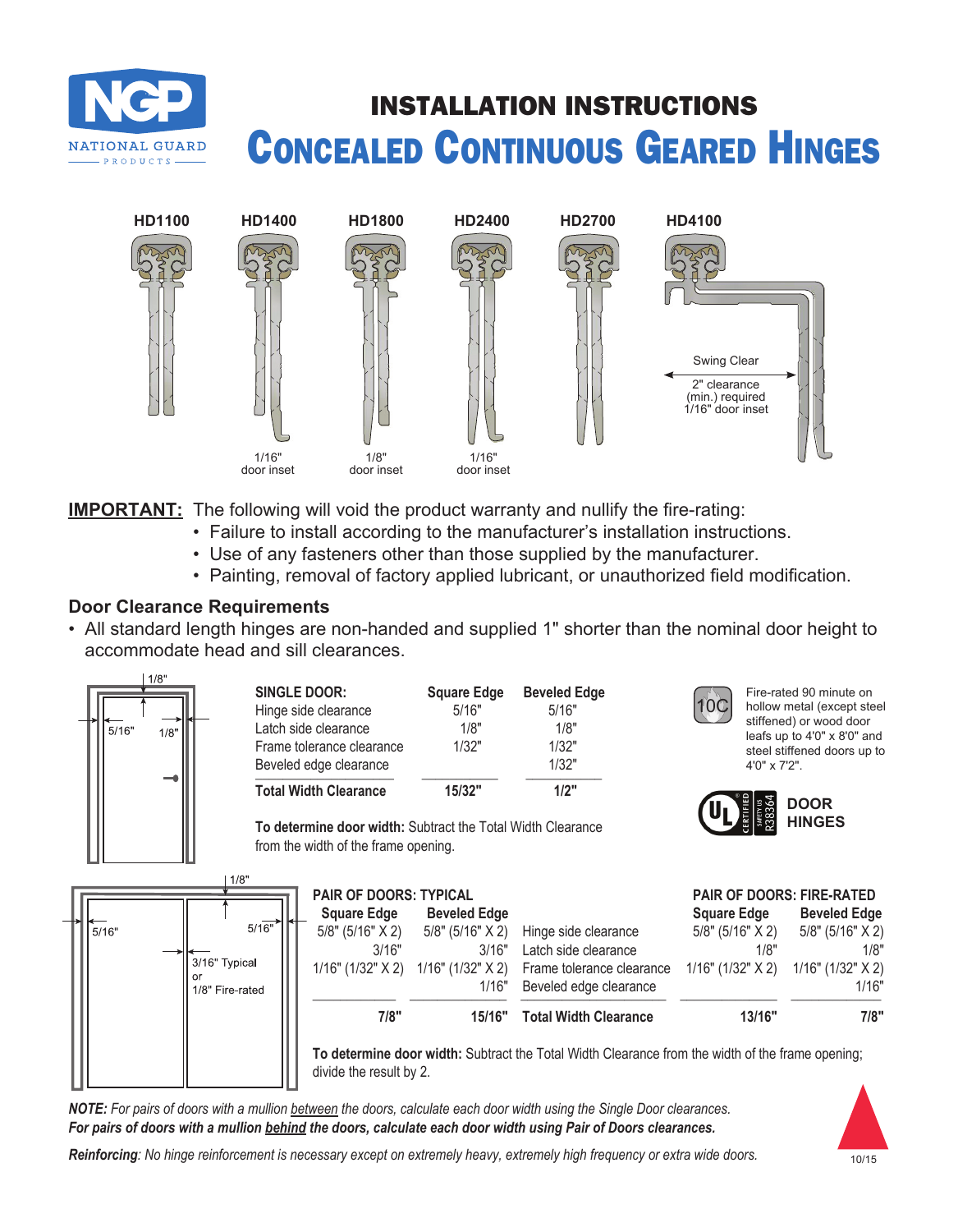NGP NATIONAL GUARD PRODUCTS

# INSTALLATION INSTRUCTIONS
# CONCEALED CONTINUOUS GEARED HINGES

HD1100 | HD1400 | HD1800 | HD2400 | HD2700 | HD4100

HD1400: 1/16" door inset
HD1800: 1/8" door inset
HD2400: 1/16" door inset
HD4100: Swing Clear — 2" clearance (min.) required, 1/16" door inset

**IMPORTANT:** The following will void the product warranty and nullify the fire-rating:

- Failure to install according to the manufacturer's installation instructions.
- Use of any fasteners other than those supplied by the manufacturer.
- Painting, removal of factory applied lubricant, or unauthorized field modification.

## Door Clearance Requirements

- All standard length hinges are non-handed and supplied 1" shorter than the nominal door height to accommodate head and sill clearances.

| SINGLE DOOR: | Square Edge | Beveled Edge |
|---|---|---|
| Hinge side clearance | 5/16" | 5/16" |
| Latch side clearance | 1/8" | 1/8" |
| Frame tolerance clearance | 1/32" | 1/32" |
| Beveled edge clearance | | 1/32" |
| **Total Width Clearance** | **15/32"** | **1/2"** |

**To determine door width:** Subtract the Total Width Clearance from the width of the frame opening.

Fire-rated 90 minute on hollow metal (except steel stiffened) or wood door leafs up to 4'0" x 8'0" and steel stiffened doors up to 4'0" x 7'2".

UL CERTIFIED SAFETY US R38364 — DOOR HINGES

| PAIR OF DOORS: TYPICAL Square Edge | Beveled Edge | | PAIR OF DOORS: FIRE-RATED Square Edge | Beveled Edge |
|---|---|---|---|---|
| 5/8" (5/16" X 2) | 5/8" (5/16" X 2) | Hinge side clearance | 5/8" (5/16" X 2) | 5/8" (5/16" X 2) |
| 3/16" | 3/16" | Latch side clearance | 1/8" | 1/8" |
| 1/16" (1/32" X 2) | 1/16" (1/32" X 2) | Frame tolerance clearance | 1/16" (1/32" X 2) | 1/16" (1/32" X 2) |
| | 1/16" | Beveled edge clearance | | 1/16" |
| **7/8"** | **15/16"** | **Total Width Clearance** | **13/16"** | **7/8"** |

**To determine door width:** Subtract the Total Width Clearance from the width of the frame opening; divide the result by 2.

Diagram labels: 1/8", 5/16", 1/8"; 1/8", 5/16", 5/16", 3/16" Typical or 1/8" Fire-rated

***NOTE:*** *For pairs of doors with a mullion* ***between*** *the doors, calculate each door width using the Single Door clearances.*
***For pairs of doors with a mullion behind the doors, calculate each door width using Pair of Doors clearances.***

***Reinforcing****: No hinge reinforcement is necessary except on extremely heavy, extremely high frequency or extra wide doors.*

10/15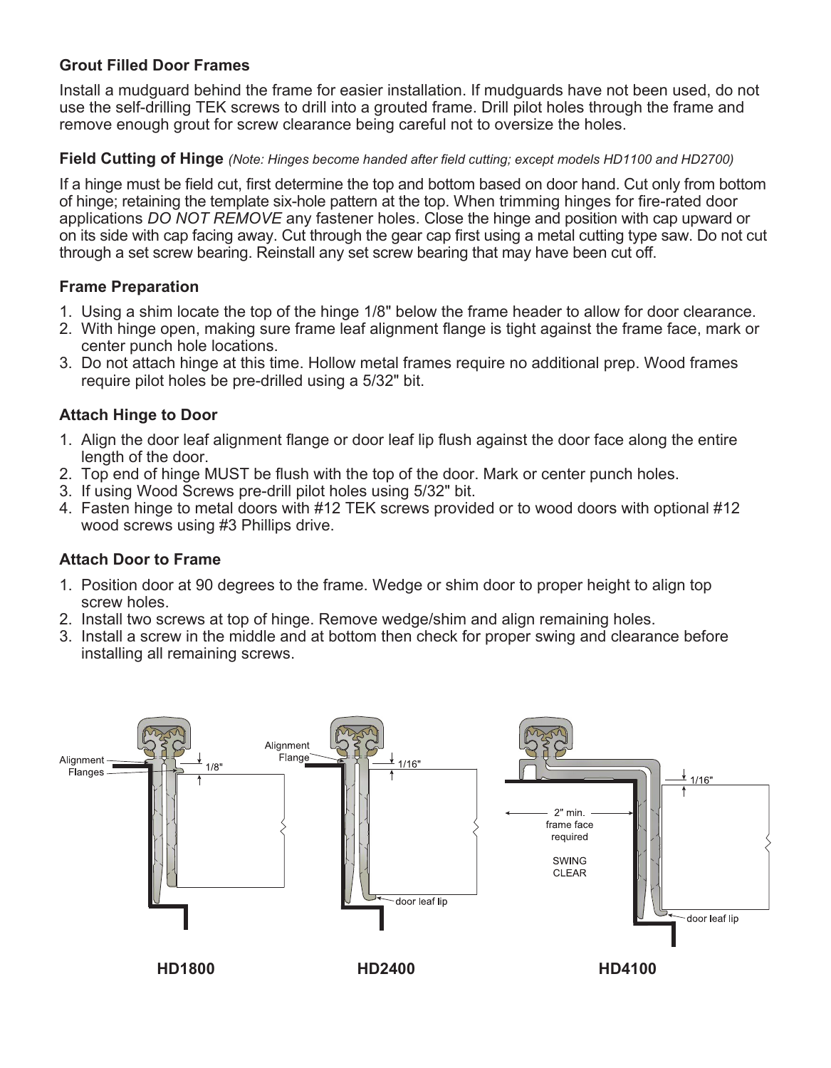### Grout Filled Door Frames

Install a mudguard behind the frame for easier installation. If mudguards have not been used, do not use the self-drilling TEK screws to drill into a grouted frame. Drill pilot holes through the frame and remove enough grout for screw clearance being careful not to oversize the holes.

### Field Cutting of Hinge *(Note: Hinges become handed after field cutting; except models HD1100 and HD2700)*

If a hinge must be field cut, first determine the top and bottom based on door hand. Cut only from bottom of hinge; retaining the template six-hole pattern at the top. When trimming hinges for fire-rated door applications *DO NOT REMOVE* any fastener holes. Close the hinge and position with cap upward or on its side with cap facing away. Cut through the gear cap first using a metal cutting type saw. Do not cut through a set screw bearing. Reinstall any set screw bearing that may have been cut off.

### Frame Preparation

1. Using a shim locate the top of the hinge 1/8" below the frame header to allow for door clearance.
2. With hinge open, making sure frame leaf alignment flange is tight against the frame face, mark or center punch hole locations.
3. Do not attach hinge at this time. Hollow metal frames require no additional prep. Wood frames require pilot holes be pre-drilled using a 5/32" bit.

### Attach Hinge to Door

1. Align the door leaf alignment flange or door leaf lip flush against the door face along the entire length of the door.
2. Top end of hinge MUST be flush with the top of the door. Mark or center punch holes.
3. If using Wood Screws pre-drill pilot holes using 5/32" bit.
4. Fasten hinge to metal doors with #12 TEK screws provided or to wood doors with optional #12 wood screws using #3 Phillips drive.

### Attach Door to Frame

1. Position door at 90 degrees to the frame. Wedge or shim door to proper height to align top screw holes.
2. Install two screws at top of hinge. Remove wedge/shim and align remaining holes.
3. Install a screw in the middle and at bottom then check for proper swing and clearance before installing all remaining screws.

Alignment Flanges
1/8"
**HD1800**

Alignment Flange
1/16"
door leaf lip
**HD2400**

1/16"
2" min. frame face required
SWING CLEAR
door leaf lip
**HD4100**